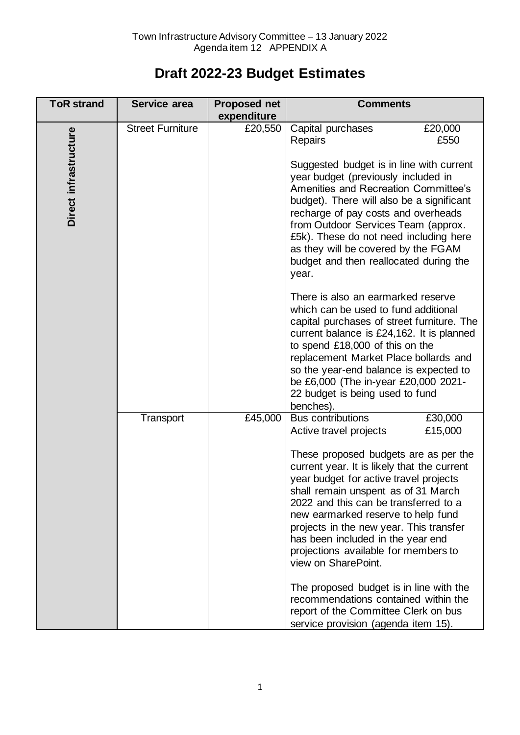Town Infrastructure Advisory Committee – 13 January 2022
Agenda item 12 APPENDIX A

# Draft 2022-23 Budget Estimates

| ToR strand | Service area | Proposed net expenditure | Comments |
|---|---|---|---|
| Direct infrastructure | Street Furniture | £20,550 | Capital purchases £20,000<br>Repairs £550<br><br>Suggested budget is in line with current year budget (previously included in Amenities and Recreation Committee's budget). There will also be a significant recharge of pay costs and overheads from Outdoor Services Team (approx. £5k). These do not need including here as they will be covered by the FGAM budget and then reallocated during the year.<br><br>There is also an earmarked reserve which can be used to fund additional capital purchases of street furniture. The current balance is £24,162. It is planned to spend £18,000 of this on the replacement Market Place bollards and so the year-end balance is expected to be £6,000 (The in-year £20,000 2021-22 budget is being used to fund benches). |
| | Transport | £45,000 | Bus contributions £30,000<br>Active travel projects £15,000<br><br>These proposed budgets are as per the current year. It is likely that the current year budget for active travel projects shall remain unspent as of 31 March 2022 and this can be transferred to a new earmarked reserve to help fund projects in the new year. This transfer has been included in the year end projections available for members to view on SharePoint.<br><br>The proposed budget is in line with the recommendations contained within the report of the Committee Clerk on bus service provision (agenda item 15). |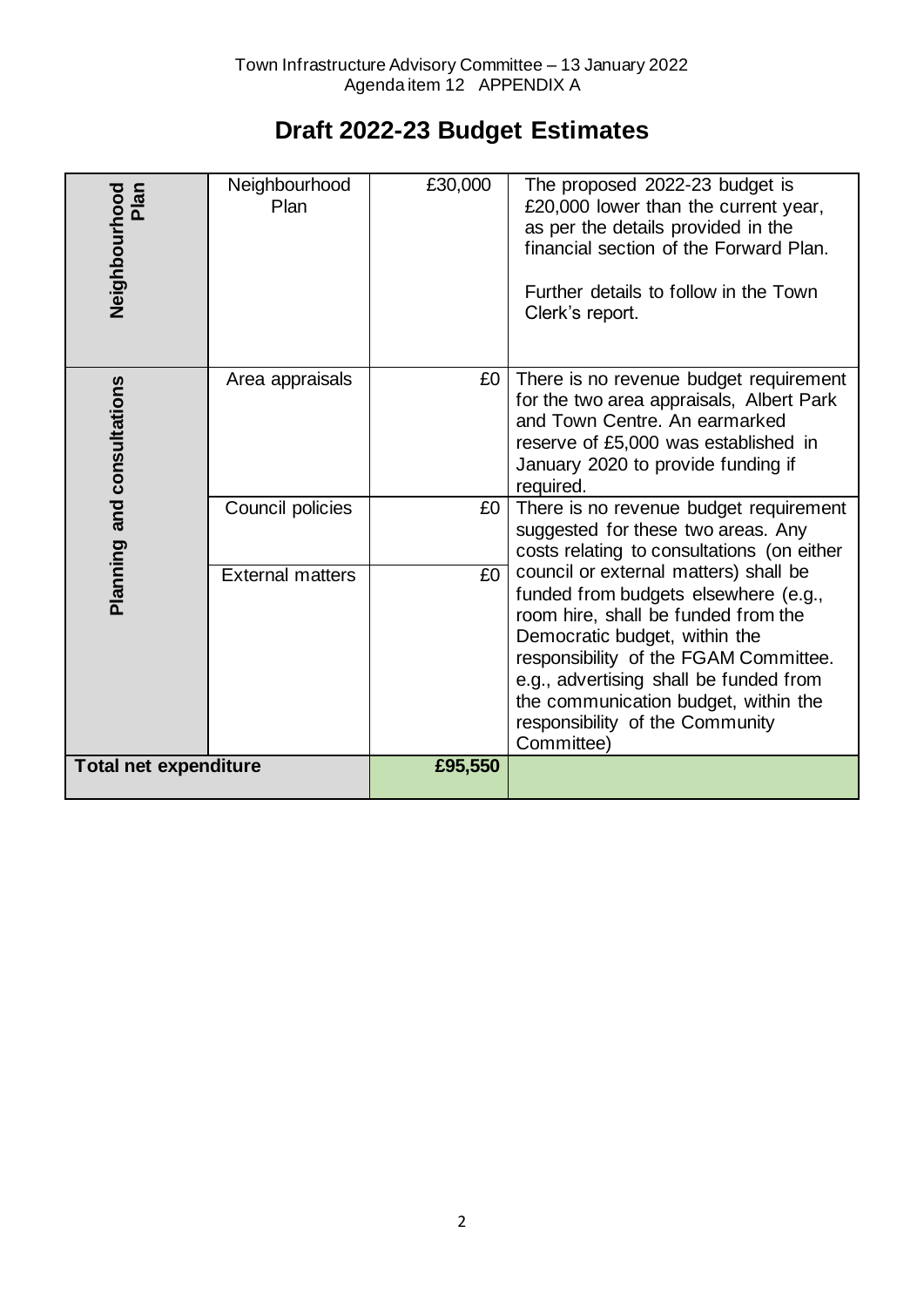Town Infrastructure Advisory Committee – 13 January 2022
Agenda item 12 APPENDIX A

# Draft 2022-23 Budget Estimates

| | | | |
|---|---|---|---|
| **Neighbourhood Plan** | Neighbourhood Plan | £30,000 | The proposed 2022-23 budget is £20,000 lower than the current year, as per the details provided in the financial section of the Forward Plan.<br><br>Further details to follow in the Town Clerk's report. |
| **Planning and consultations** | Area appraisals | £0 | There is no revenue budget requirement for the two area appraisals, Albert Park and Town Centre. An earmarked reserve of £5,000 was established in January 2020 to provide funding if required. |
| | Council policies | £0 | There is no revenue budget requirement suggested for these two areas. Any costs relating to consultations (on either council or external matters) shall be funded from budgets elsewhere (e.g., room hire, shall be funded from the Democratic budget, within the responsibility of the FGAM Committee. e.g., advertising shall be funded from the communication budget, within the responsibility of the Community Committee) |
| | External matters | £0 | |
| **Total net expenditure** | | **£95,550** | |